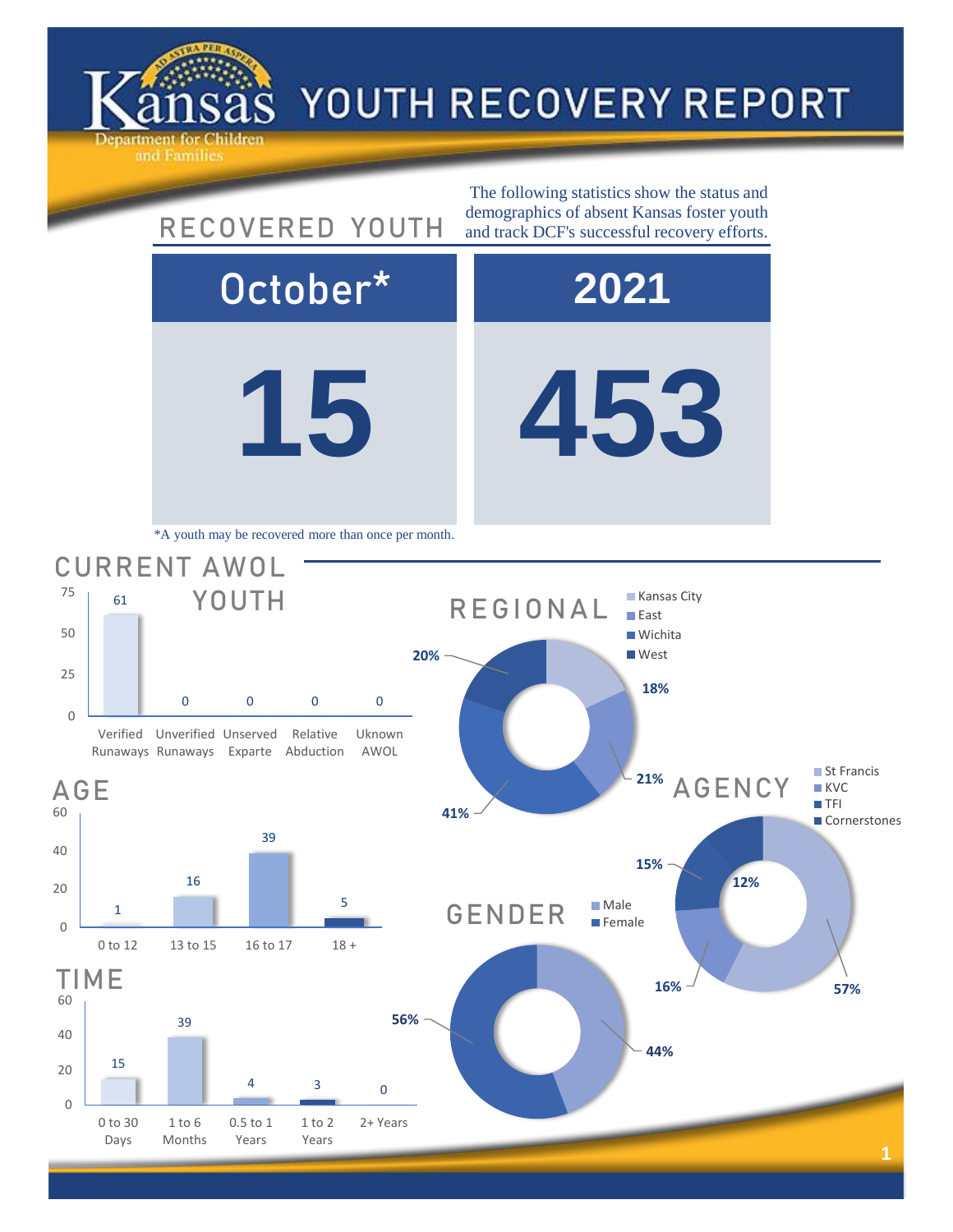# Kansas Department for Children and Families — YOUTH RECOVERY REPORT

## RECOVERED YOUTH

The following statistics show the status and demographics of absent Kansas foster youth and track DCF's successful recovery efforts.

| October* | 2021 |
|---|---|
| 15 | 453 |

*A youth may be recovered more than once per month.

## CURRENT AWOL YOUTH

| Verified Runaways | Unverified Runaways | Unserved Exparte | Relative Abduction | Uknown AWOL |
|---|---|---|---|---|
| 61 | 0 | 0 | 0 | 0 |

## AGE

| 0 to 12 | 13 to 15 | 16 to 17 | 18 + |
|---|---|---|---|
| 1 | 16 | 39 | 5 |

## TIME

| 0 to 30 Days | 1 to 6 Months | 0.5 to 1 Years | 1 to 2 Years | 2+ Years |
|---|---|---|---|---|
| 15 | 39 | 4 | 3 | 0 |

## REGIONAL

| Kansas City | East | Wichita | West |
|---|---|---|---|
| 18% | 21% | 41% | 20% |

## AGENCY

| St Francis | KVC | TFI | Cornerstones |
|---|---|---|---|
| 57% | 16% | 15% | 12% |

## GENDER

| Male | Female |
|---|---|
| 44% | 56% |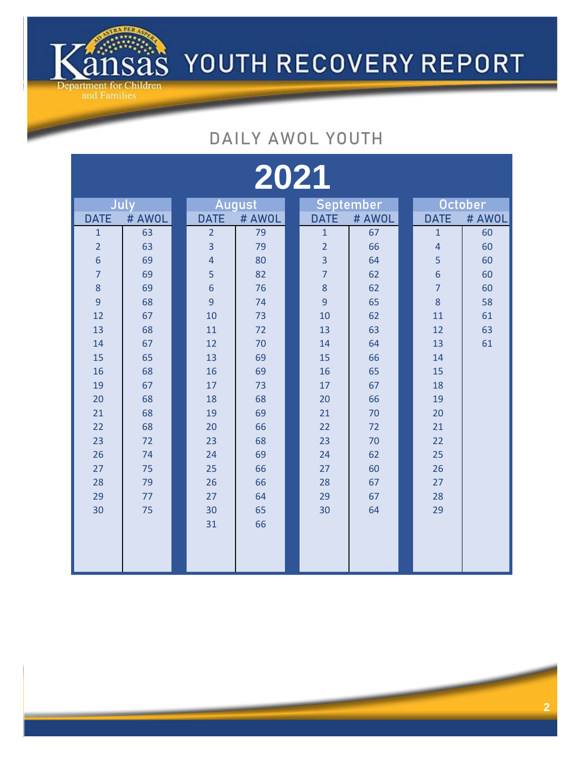# Kansas Department for Children and Families

# YOUTH RECOVERY REPORT

## DAILY AWOL YOUTH

### 2021

| July | | August | | September | | October | |
|---|---|---|---|---|---|---|---|
| DATE | # AWOL | DATE | # AWOL | DATE | # AWOL | DATE | # AWOL |
| 1 | 63 | 2 | 79 | 1 | 67 | 1 | 60 |
| 2 | 63 | 3 | 79 | 2 | 66 | 4 | 60 |
| 6 | 69 | 4 | 80 | 3 | 64 | 5 | 60 |
| 7 | 69 | 5 | 82 | 7 | 62 | 6 | 60 |
| 8 | 69 | 6 | 76 | 8 | 62 | 7 | 60 |
| 9 | 68 | 9 | 74 | 9 | 65 | 8 | 58 |
| 12 | 67 | 10 | 73 | 10 | 62 | 11 | 61 |
| 13 | 68 | 11 | 72 | 13 | 63 | 12 | 63 |
| 14 | 67 | 12 | 70 | 14 | 64 | 13 | 61 |
| 15 | 65 | 13 | 69 | 15 | 66 | 14 | |
| 16 | 68 | 16 | 69 | 16 | 65 | 15 | |
| 19 | 67 | 17 | 73 | 17 | 67 | 18 | |
| 20 | 68 | 18 | 68 | 20 | 66 | 19 | |
| 21 | 68 | 19 | 69 | 21 | 70 | 20 | |
| 22 | 68 | 20 | 66 | 22 | 72 | 21 | |
| 23 | 72 | 23 | 68 | 23 | 70 | 22 | |
| 26 | 74 | 24 | 69 | 24 | 62 | 25 | |
| 27 | 75 | 25 | 66 | 27 | 60 | 26 | |
| 28 | 79 | 26 | 66 | 28 | 67 | 27 | |
| 29 | 77 | 27 | 64 | 29 | 67 | 28 | |
| 30 | 75 | 30 | 65 | 30 | 64 | 29 | |
| | | 31 | 66 | | | | |